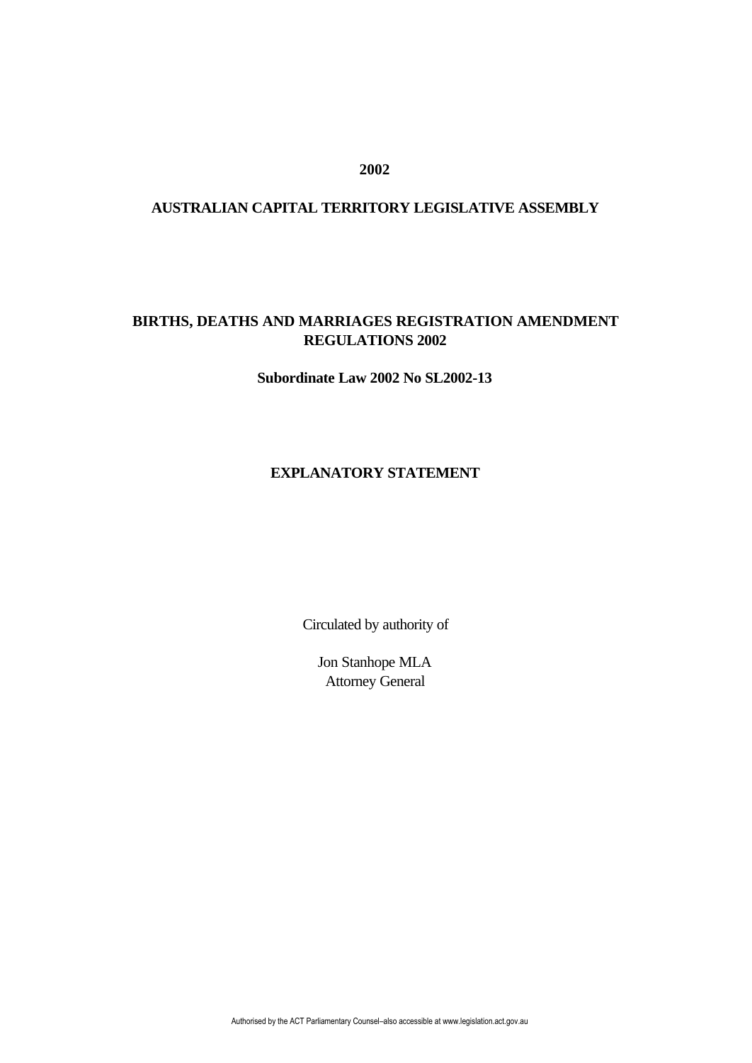**2002**

**AUSTRALIAN CAPITAL TERRITORY LEGISLATIVE ASSEMBLY**

# BIRTHS, DEATHS AND MARRIAGES REGISTRATION AMENDMENT REGULATIONS 2002

**Subordinate Law 2002 No SL2002-13**

## EXPLANATORY STATEMENT

Circulated by authority of

Jon Stanhope MLA
Attorney General

Authorised by the ACT Parliamentary Counsel–also accessible at www.legislation.act.gov.au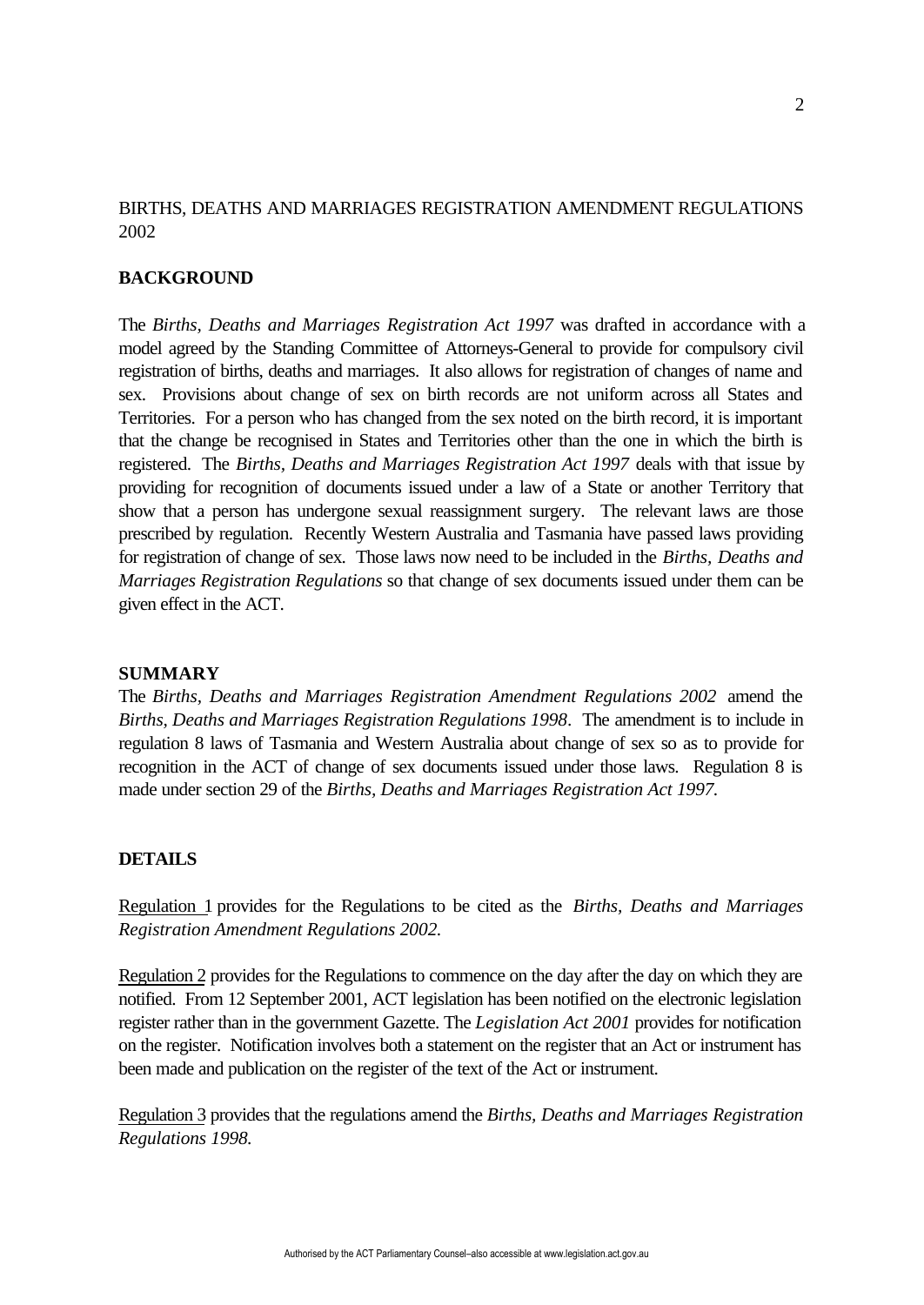BIRTHS, DEATHS AND MARRIAGES REGISTRATION AMENDMENT REGULATIONS 2002

## BACKGROUND

The *Births, Deaths and Marriages Registration Act 1997* was drafted in accordance with a model agreed by the Standing Committee of Attorneys-General to provide for compulsory civil registration of births, deaths and marriages. It also allows for registration of changes of name and sex. Provisions about change of sex on birth records are not uniform across all States and Territories. For a person who has changed from the sex noted on the birth record, it is important that the change be recognised in States and Territories other than the one in which the birth is registered. The *Births, Deaths and Marriages Registration Act 1997* deals with that issue by providing for recognition of documents issued under a law of a State or another Territory that show that a person has undergone sexual reassignment surgery. The relevant laws are those prescribed by regulation. Recently Western Australia and Tasmania have passed laws providing for registration of change of sex. Those laws now need to be included in the *Births, Deaths and Marriages Registration Regulations* so that change of sex documents issued under them can be given effect in the ACT.

## SUMMARY

The *Births, Deaths and Marriages Registration Amendment Regulations 2002* amend the *Births, Deaths and Marriages Registration Regulations 1998*. The amendment is to include in regulation 8 laws of Tasmania and Western Australia about change of sex so as to provide for recognition in the ACT of change of sex documents issued under those laws. Regulation 8 is made under section 29 of the *Births, Deaths and Marriages Registration Act 1997.*

## DETAILS

Regulation 1 provides for the Regulations to be cited as the *Births, Deaths and Marriages Registration Amendment Regulations 2002.*

Regulation 2 provides for the Regulations to commence on the day after the day on which they are notified. From 12 September 2001, ACT legislation has been notified on the electronic legislation register rather than in the government Gazette. The *Legislation Act 2001* provides for notification on the register. Notification involves both a statement on the register that an Act or instrument has been made and publication on the register of the text of the Act or instrument.

Regulation 3 provides that the regulations amend the *Births, Deaths and Marriages Registration Regulations 1998.*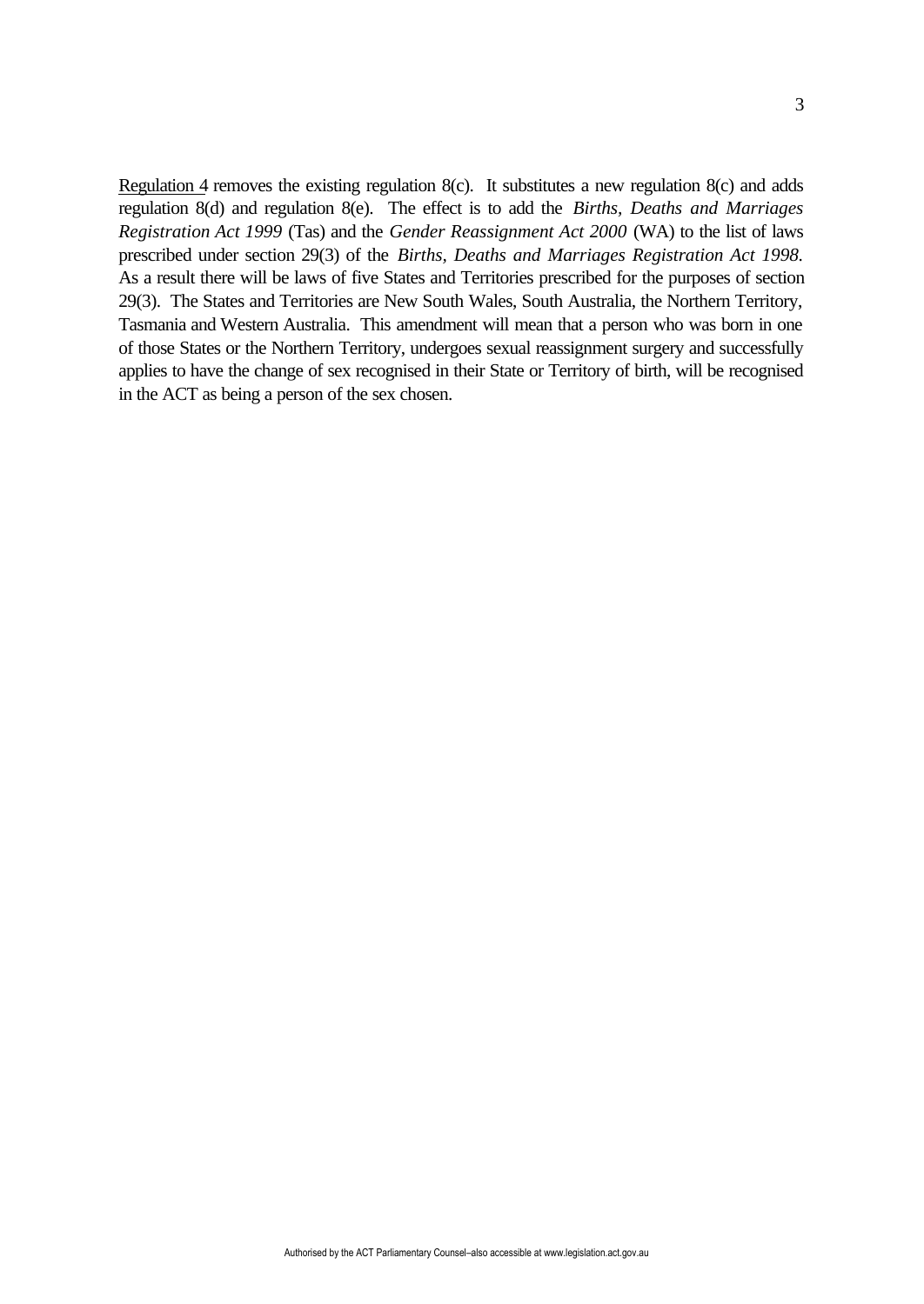Regulation 4 removes the existing regulation 8(c). It substitutes a new regulation 8(c) and adds regulation 8(d) and regulation 8(e). The effect is to add the *Births, Deaths and Marriages Registration Act 1999* (Tas) and the *Gender Reassignment Act 2000* (WA) to the list of laws prescribed under section 29(3) of the *Births, Deaths and Marriages Registration Act 1998.* As a result there will be laws of five States and Territories prescribed for the purposes of section 29(3). The States and Territories are New South Wales, South Australia, the Northern Territory, Tasmania and Western Australia. This amendment will mean that a person who was born in one of those States or the Northern Territory, undergoes sexual reassignment surgery and successfully applies to have the change of sex recognised in their State or Territory of birth, will be recognised in the ACT as being a person of the sex chosen.